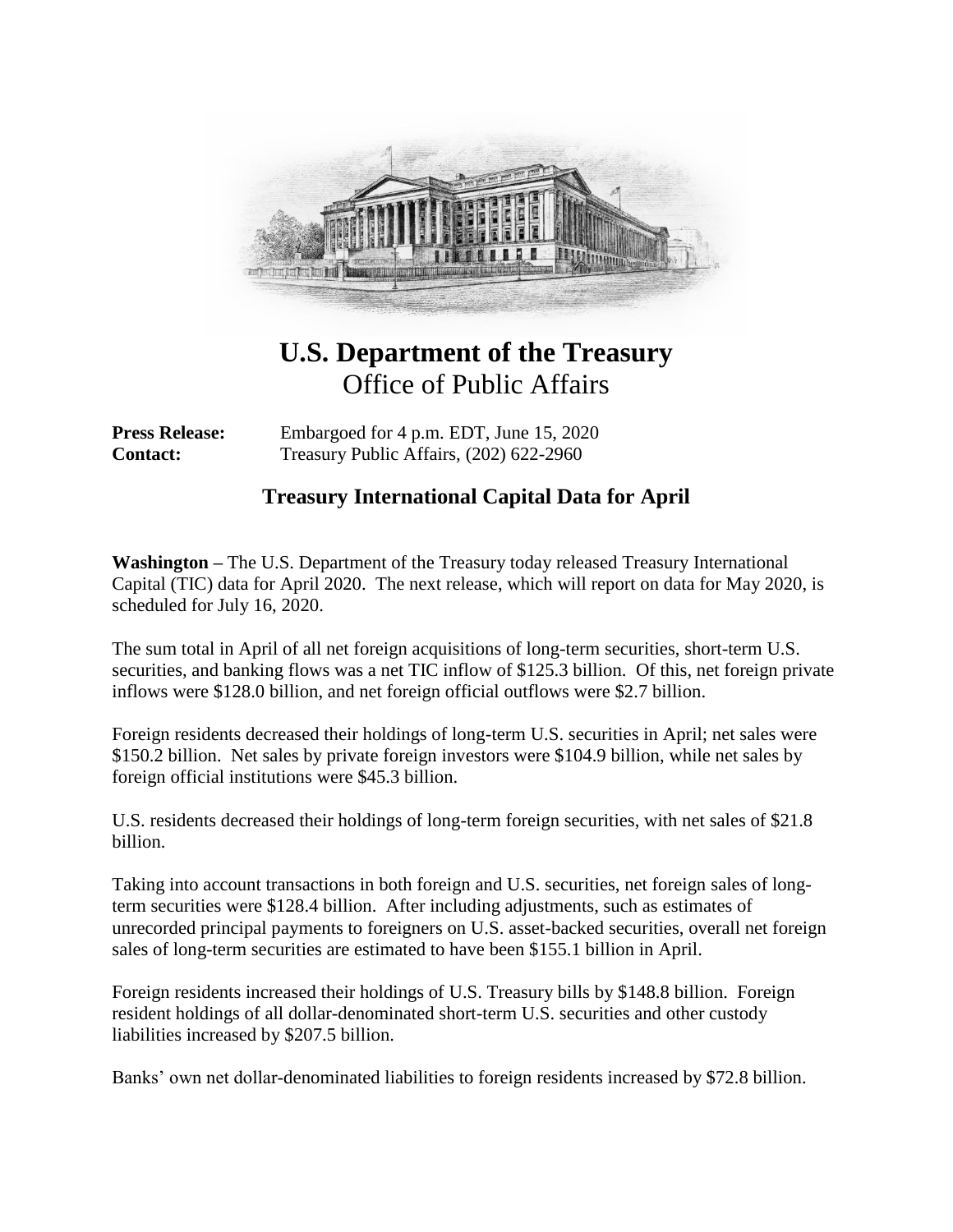# U.S. Department of the Treasury

## Office of Public Affairs

**Press Release:** Embargoed for 4 p.m. EDT, June 15, 2020
**Contact:** Treasury Public Affairs, (202) 622-2960

### Treasury International Capital Data for April

**Washington –** The U.S. Department of the Treasury today released Treasury International Capital (TIC) data for April 2020. The next release, which will report on data for May 2020, is scheduled for July 16, 2020.

The sum total in April of all net foreign acquisitions of long-term securities, short-term U.S. securities, and banking flows was a net TIC inflow of $125.3 billion. Of this, net foreign private inflows were $128.0 billion, and net foreign official outflows were $2.7 billion.

Foreign residents decreased their holdings of long-term U.S. securities in April; net sales were $150.2 billion. Net sales by private foreign investors were $104.9 billion, while net sales by foreign official institutions were $45.3 billion.

U.S. residents decreased their holdings of long-term foreign securities, with net sales of $21.8 billion.

Taking into account transactions in both foreign and U.S. securities, net foreign sales of long-term securities were $128.4 billion. After including adjustments, such as estimates of unrecorded principal payments to foreigners on U.S. asset-backed securities, overall net foreign sales of long-term securities are estimated to have been $155.1 billion in April.

Foreign residents increased their holdings of U.S. Treasury bills by $148.8 billion. Foreign resident holdings of all dollar-denominated short-term U.S. securities and other custody liabilities increased by $207.5 billion.

Banks' own net dollar-denominated liabilities to foreign residents increased by $72.8 billion.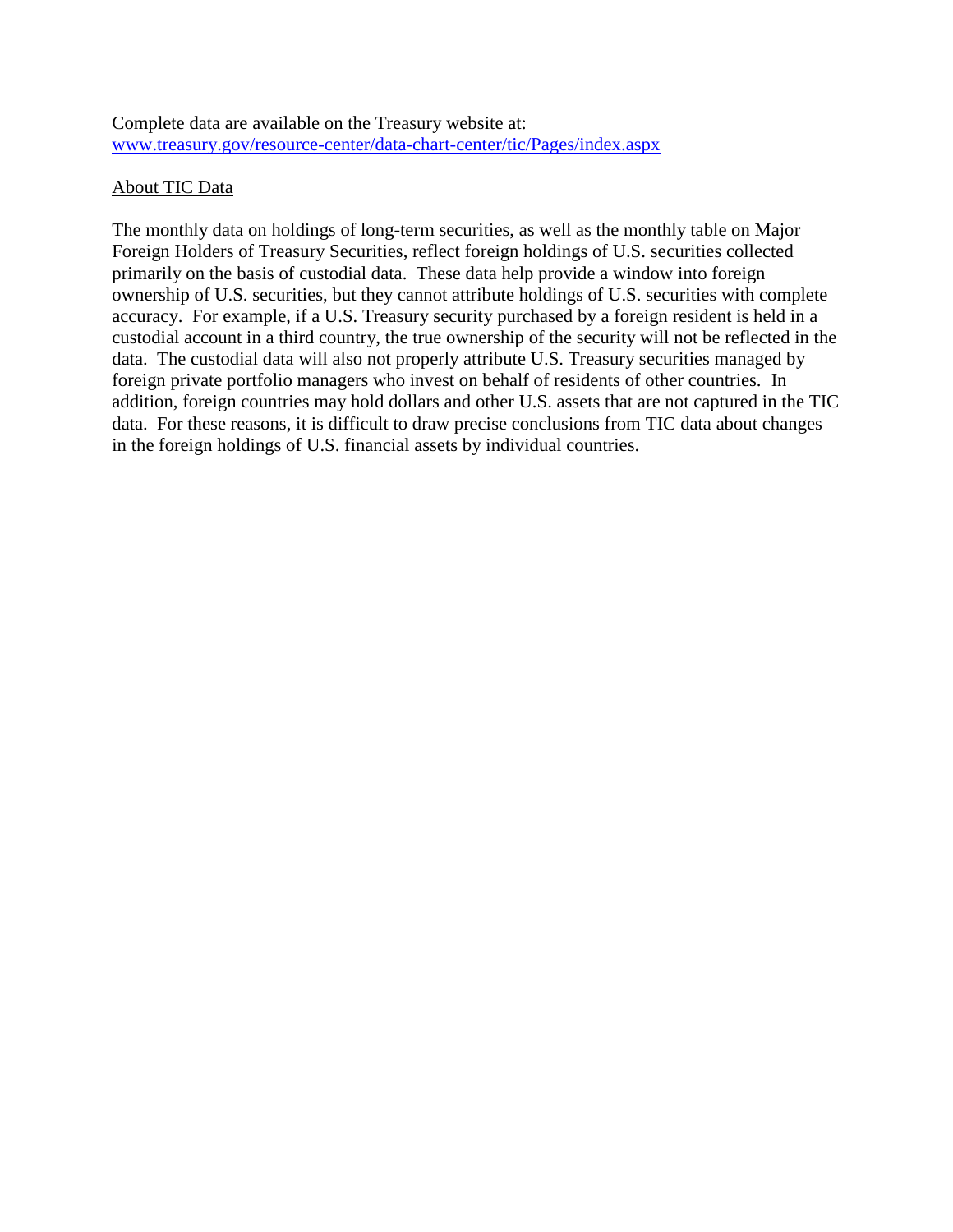Complete data are available on the Treasury website at:
[www.treasury.gov/resource-center/data-chart-center/tic/Pages/index.aspx](www.treasury.gov/resource-center/data-chart-center/tic/Pages/index.aspx)

About TIC Data

The monthly data on holdings of long-term securities, as well as the monthly table on Major Foreign Holders of Treasury Securities, reflect foreign holdings of U.S. securities collected primarily on the basis of custodial data. These data help provide a window into foreign ownership of U.S. securities, but they cannot attribute holdings of U.S. securities with complete accuracy. For example, if a U.S. Treasury security purchased by a foreign resident is held in a custodial account in a third country, the true ownership of the security will not be reflected in the data. The custodial data will also not properly attribute U.S. Treasury securities managed by foreign private portfolio managers who invest on behalf of residents of other countries. In addition, foreign countries may hold dollars and other U.S. assets that are not captured in the TIC data. For these reasons, it is difficult to draw precise conclusions from TIC data about changes in the foreign holdings of U.S. financial assets by individual countries.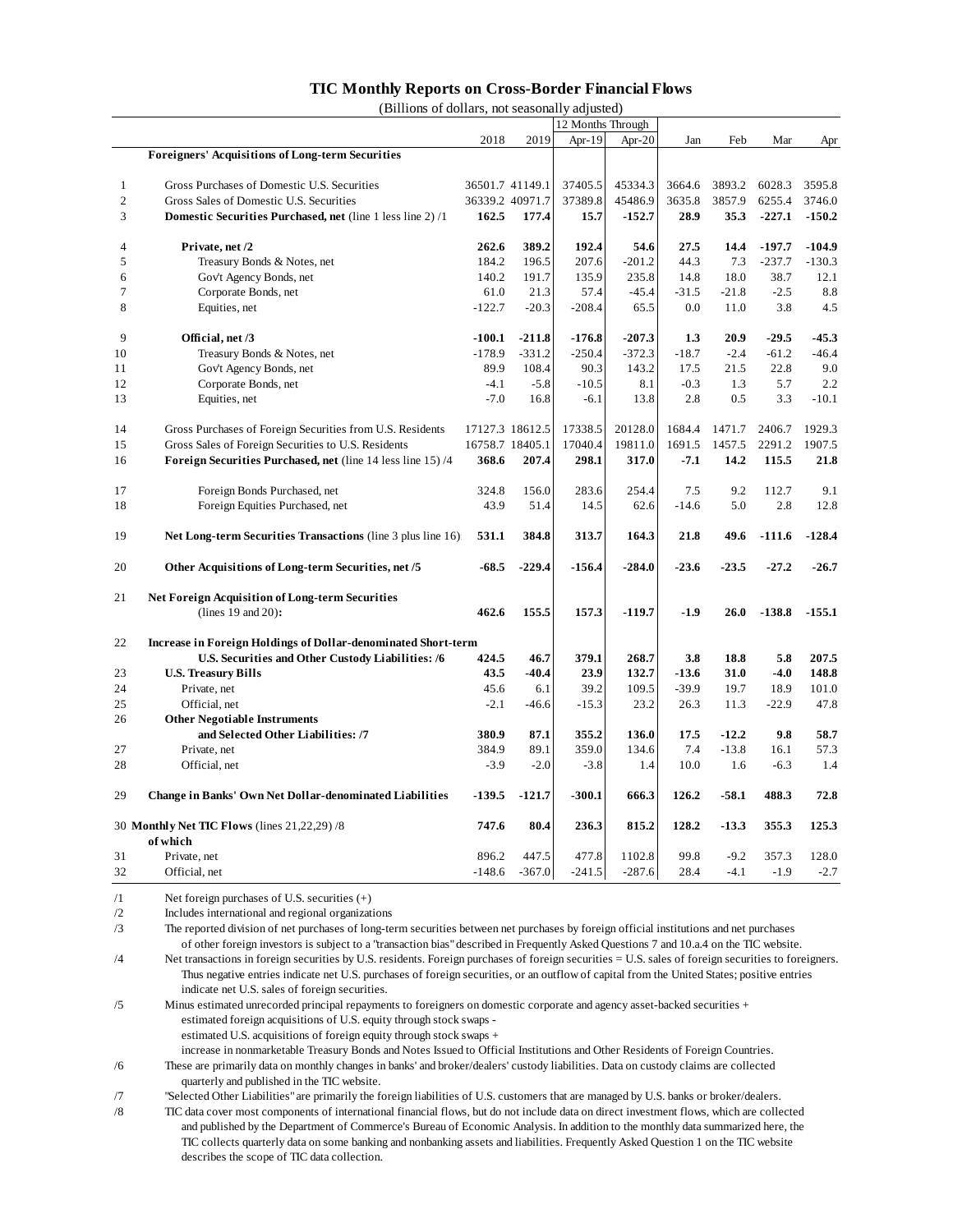# TIC Monthly Reports on Cross-Border Financial Flows

(Billions of dollars, not seasonally adjusted)

| | | 2018 | 2019 | 12 Months Through Apr-19 | 12 Months Through Apr-20 | Jan | Feb | Mar | Apr |
|---|---|---|---|---|---|---|---|---|---|
| | **Foreigners' Acquisitions of Long-term Securities** | | | | | | | | |
| 1 | Gross Purchases of Domestic U.S. Securities | 36501.7 | 41149.1 | 37405.5 | 45334.3 | 3664.6 | 3893.2 | 6028.3 | 3595.8 |
| 2 | Gross Sales of Domestic U.S. Securities | 36339.2 | 40971.7 | 37389.8 | 45486.9 | 3635.8 | 3857.9 | 6255.4 | 3746.0 |
| 3 | **Domestic Securities Purchased, net** (line 1 less line 2) /1 | **162.5** | **177.4** | **15.7** | **-152.7** | **28.9** | **35.3** | **-227.1** | **-150.2** |
| 4 | **Private, net /2** | **262.6** | **389.2** | **192.4** | **54.6** | **27.5** | **14.4** | **-197.7** | **-104.9** |
| 5 | Treasury Bonds & Notes, net | 184.2 | 196.5 | 207.6 | -201.2 | 44.3 | 7.3 | -237.7 | -130.3 |
| 6 | Gov't Agency Bonds, net | 140.2 | 191.7 | 135.9 | 235.8 | 14.8 | 18.0 | 38.7 | 12.1 |
| 7 | Corporate Bonds, net | 61.0 | 21.3 | 57.4 | -45.4 | -31.5 | -21.8 | -2.5 | 8.8 |
| 8 | Equities, net | -122.7 | -20.3 | -208.4 | 65.5 | 0.0 | 11.0 | 3.8 | 4.5 |
| 9 | **Official, net /3** | **-100.1** | **-211.8** | **-176.8** | **-207.3** | **1.3** | **20.9** | **-29.5** | **-45.3** |
| 10 | Treasury Bonds & Notes, net | -178.9 | -331.2 | -250.4 | -372.3 | -18.7 | -2.4 | -61.2 | -46.4 |
| 11 | Gov't Agency Bonds, net | 89.9 | 108.4 | 90.3 | 143.2 | 17.5 | 21.5 | 22.8 | 9.0 |
| 12 | Corporate Bonds, net | -4.1 | -5.8 | -10.5 | 8.1 | -0.3 | 1.3 | 5.7 | 2.2 |
| 13 | Equities, net | -7.0 | 16.8 | -6.1 | 13.8 | 2.8 | 0.5 | 3.3 | -10.1 |
| 14 | Gross Purchases of Foreign Securities from U.S. Residents | 17127.3 | 18612.5 | 17338.5 | 20128.0 | 1684.4 | 1471.7 | 2406.7 | 1929.3 |
| 15 | Gross Sales of Foreign Securities to U.S. Residents | 16758.7 | 18405.1 | 17040.4 | 19811.0 | 1691.5 | 1457.5 | 2291.2 | 1907.5 |
| 16 | **Foreign Securities Purchased, net** (line 14 less line 15) /4 | **368.6** | **207.4** | **298.1** | **317.0** | **-7.1** | **14.2** | **115.5** | **21.8** |
| 17 | Foreign Bonds Purchased, net | 324.8 | 156.0 | 283.6 | 254.4 | 7.5 | 9.2 | 112.7 | 9.1 |
| 18 | Foreign Equities Purchased, net | 43.9 | 51.4 | 14.5 | 62.6 | -14.6 | 5.0 | 2.8 | 12.8 |
| 19 | **Net Long-term Securities Transactions** (line 3 plus line 16) | **531.1** | **384.8** | **313.7** | **164.3** | **21.8** | **49.6** | **-111.6** | **-128.4** |
| 20 | **Other Acquisitions of Long-term Securities, net /5** | **-68.5** | **-229.4** | **-156.4** | **-284.0** | **-23.6** | **-23.5** | **-27.2** | **-26.7** |
| 21 | **Net Foreign Acquisition of Long-term Securities** (lines 19 and 20)**:** | **462.6** | **155.5** | **157.3** | **-119.7** | **-1.9** | **26.0** | **-138.8** | **-155.1** |
| 22 | **Increase in Foreign Holdings of Dollar-denominated Short-term U.S. Securities and Other Custody Liabilities: /6** | **424.5** | **46.7** | **379.1** | **268.7** | **3.8** | **18.8** | **5.8** | **207.5** |
| 23 | **U.S. Treasury Bills** | **43.5** | **-40.4** | **23.9** | **132.7** | **-13.6** | **31.0** | **-4.0** | **148.8** |
| 24 | Private, net | 45.6 | 6.1 | 39.2 | 109.5 | -39.9 | 19.7 | 18.9 | 101.0 |
| 25 | Official, net | -2.1 | -46.6 | -15.3 | 23.2 | 26.3 | 11.3 | -22.9 | 47.8 |
| 26 | **Other Negotiable Instruments and Selected Other Liabilities: /7** | **380.9** | **87.1** | **355.2** | **136.0** | **17.5** | **-12.2** | **9.8** | **58.7** |
| 27 | Private, net | 384.9 | 89.1 | 359.0 | 134.6 | 7.4 | -13.8 | 16.1 | 57.3 |
| 28 | Official, net | -3.9 | -2.0 | -3.8 | 1.4 | 10.0 | 1.6 | -6.3 | 1.4 |
| 29 | **Change in Banks' Own Net Dollar-denominated Liabilities** | **-139.5** | **-121.7** | **-300.1** | **666.3** | **126.2** | **-58.1** | **488.3** | **72.8** |
| 30 | **Monthly Net TIC Flows** (lines 21,22,29) /8 | **747.6** | **80.4** | **236.3** | **815.2** | **128.2** | **-13.3** | **355.3** | **125.3** |
| | **of which** | | | | | | | | |
| 31 | Private, net | 896.2 | 447.5 | 477.8 | 1102.8 | 99.8 | -9.2 | 357.3 | 128.0 |
| 32 | Official, net | -148.6 | -367.0 | -241.5 | -287.6 | 28.4 | -4.1 | -1.9 | -2.7 |

/1 Net foreign purchases of U.S. securities (+)

/2 Includes international and regional organizations

/3 The reported division of net purchases of long-term securities between net purchases by foreign official institutions and net purchases of other foreign investors is subject to a "transaction bias" described in Frequently Asked Questions 7 and 10.a.4 on the TIC website.

/4 Net transactions in foreign securities by U.S. residents. Foreign purchases of foreign securities = U.S. sales of foreign securities to foreigners. Thus negative entries indicate net U.S. purchases of foreign securities, or an outflow of capital from the United States; positive entries indicate net U.S. sales of foreign securities.

/5 Minus estimated unrecorded principal repayments to foreigners on domestic corporate and agency asset-backed securities + estimated foreign acquisitions of U.S. equity through stock swaps - estimated U.S. acquisitions of foreign equity through stock swaps + increase in nonmarketable Treasury Bonds and Notes Issued to Official Institutions and Other Residents of Foreign Countries.

/6 These are primarily data on monthly changes in banks' and broker/dealers' custody liabilities. Data on custody claims are collected quarterly and published in the TIC website.

/7 "Selected Other Liabilities" are primarily the foreign liabilities of U.S. customers that are managed by U.S. banks or broker/dealers.

/8 TIC data cover most components of international financial flows, but do not include data on direct investment flows, which are collected and published by the Department of Commerce's Bureau of Economic Analysis. In addition to the monthly data summarized here, the TIC collects quarterly data on some banking and nonbanking assets and liabilities. Frequently Asked Question 1 on the TIC website describes the scope of TIC data collection.